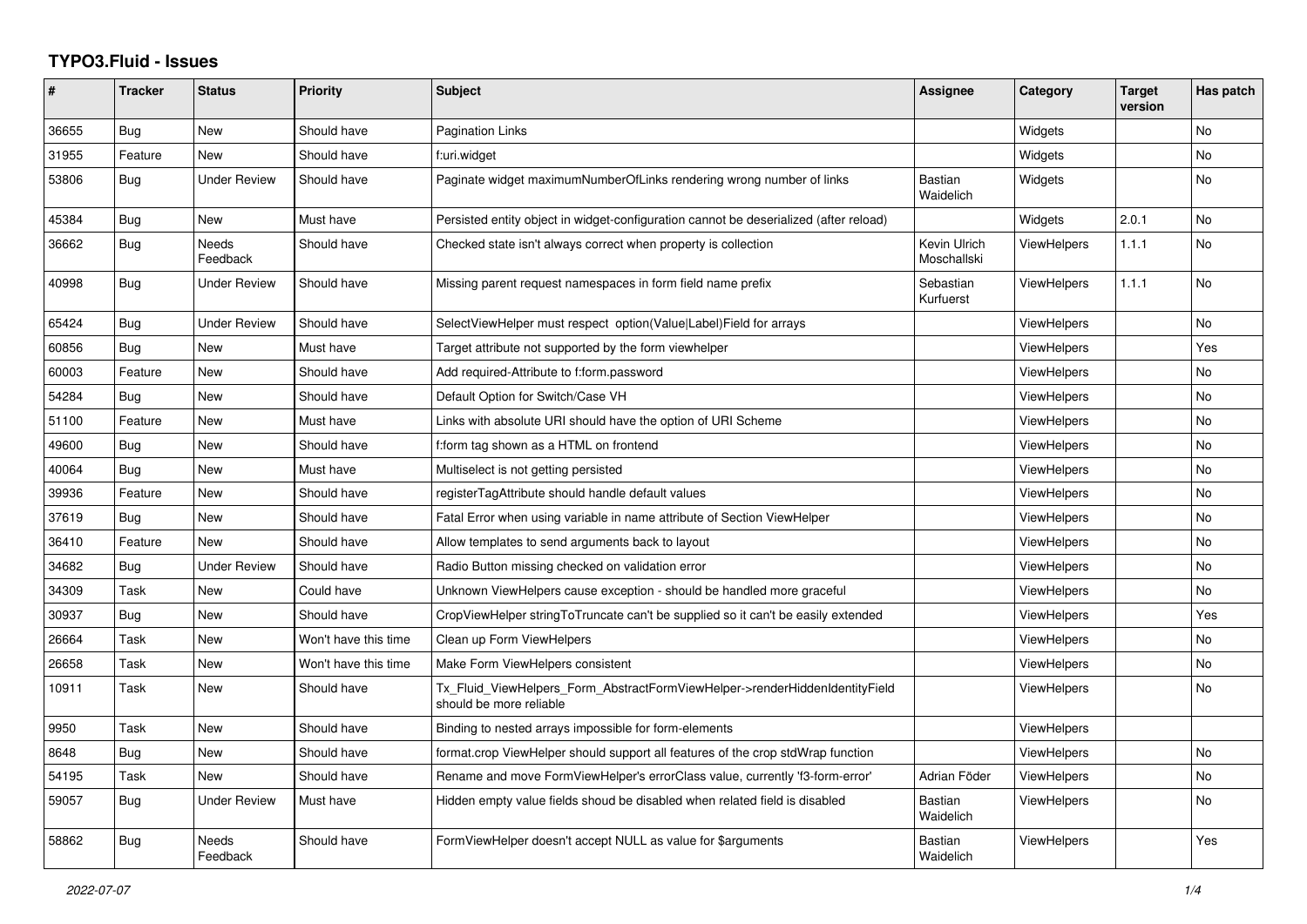# TYPO3.Fluid - Issues

| # | Tracker | Status | Priority | Subject | Assignee | Category | Target version | Has patch |
|---|---|---|---|---|---|---|---|---|
| 36655 | Bug | New | Should have | Pagination Links | | Widgets | | No |
| 31955 | Feature | New | Should have | f:uri.widget | | Widgets | | No |
| 53806 | Bug | Under Review | Should have | Paginate widget maximumNumberOfLinks rendering wrong number of links | Bastian Waidelich | Widgets | | No |
| 45384 | Bug | New | Must have | Persisted entity object in widget-configuration cannot be deserialized (after reload) | | Widgets | 2.0.1 | No |
| 36662 | Bug | Needs Feedback | Should have | Checked state isn't always correct when property is collection | Kevin Ulrich Moschallski | ViewHelpers | 1.1.1 | No |
| 40998 | Bug | Under Review | Should have | Missing parent request namespaces in form field name prefix | Sebastian Kurfuerst | ViewHelpers | 1.1.1 | No |
| 65424 | Bug | Under Review | Should have | SelectViewHelper must respect option(Value\|Label)Field for arrays | | ViewHelpers | | No |
| 60856 | Bug | New | Must have | Target attribute not supported by the form viewhelper | | ViewHelpers | | Yes |
| 60003 | Feature | New | Should have | Add required-Attribute to f:form.password | | ViewHelpers | | No |
| 54284 | Bug | New | Should have | Default Option for Switch/Case VH | | ViewHelpers | | No |
| 51100 | Feature | New | Must have | Links with absolute URI should have the option of URI Scheme | | ViewHelpers | | No |
| 49600 | Bug | New | Should have | f:form tag shown as a HTML on frontend | | ViewHelpers | | No |
| 40064 | Bug | New | Must have | Multiselect is not getting persisted | | ViewHelpers | | No |
| 39936 | Feature | New | Should have | registerTagAttribute should handle default values | | ViewHelpers | | No |
| 37619 | Bug | New | Should have | Fatal Error when using variable in name attribute of Section ViewHelper | | ViewHelpers | | No |
| 36410 | Feature | New | Should have | Allow templates to send arguments back to layout | | ViewHelpers | | No |
| 34682 | Bug | Under Review | Should have | Radio Button missing checked on validation error | | ViewHelpers | | No |
| 34309 | Task | New | Could have | Unknown ViewHelpers cause exception - should be handled more graceful | | ViewHelpers | | No |
| 30937 | Bug | New | Should have | CropViewHelper stringToTruncate can't be supplied so it can't be easily extended | | ViewHelpers | | Yes |
| 26664 | Task | New | Won't have this time | Clean up Form ViewHelpers | | ViewHelpers | | No |
| 26658 | Task | New | Won't have this time | Make Form ViewHelpers consistent | | ViewHelpers | | No |
| 10911 | Task | New | Should have | Tx_Fluid_ViewHelpers_Form_AbstractFormViewHelper->renderHiddenIdentityField should be more reliable | | ViewHelpers | | No |
| 9950 | Task | New | Should have | Binding to nested arrays impossible for form-elements | | ViewHelpers | | |
| 8648 | Bug | New | Should have | format.crop ViewHelper should support all features of the crop stdWrap function | | ViewHelpers | | No |
| 54195 | Task | New | Should have | Rename and move FormViewHelper's errorClass value, currently 'f3-form-error' | Adrian Föder | ViewHelpers | | No |
| 59057 | Bug | Under Review | Must have | Hidden empty value fields shoud be disabled when related field is disabled | Bastian Waidelich | ViewHelpers | | No |
| 58862 | Bug | Needs Feedback | Should have | FormViewHelper doesn't accept NULL as value for $arguments | Bastian Waidelich | ViewHelpers | | Yes |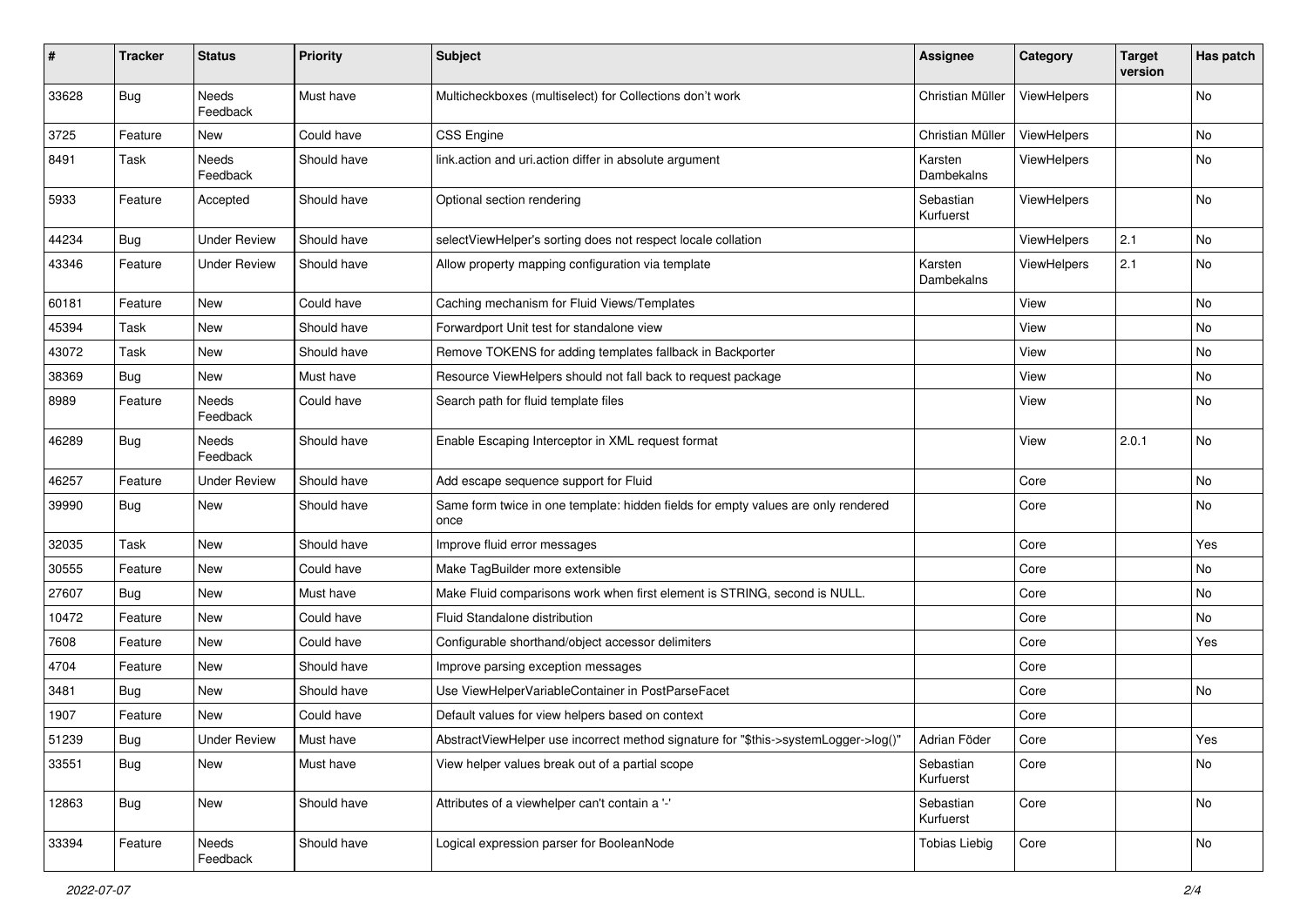| # | Tracker | Status | Priority | Subject | Assignee | Category | Target version | Has patch |
|---|---|---|---|---|---|---|---|---|
| 33628 | Bug | Needs Feedback | Must have | Multicheckboxes (multiselect) for Collections don't work | Christian Müller | ViewHelpers | | No |
| 3725 | Feature | New | Could have | CSS Engine | Christian Müller | ViewHelpers | | No |
| 8491 | Task | Needs Feedback | Should have | link.action and uri.action differ in absolute argument | Karsten Dambekalns | ViewHelpers | | No |
| 5933 | Feature | Accepted | Should have | Optional section rendering | Sebastian Kurfuerst | ViewHelpers | | No |
| 44234 | Bug | Under Review | Should have | selectViewHelper's sorting does not respect locale collation | | ViewHelpers | 2.1 | No |
| 43346 | Feature | Under Review | Should have | Allow property mapping configuration via template | Karsten Dambekalns | ViewHelpers | 2.1 | No |
| 60181 | Feature | New | Could have | Caching mechanism for Fluid Views/Templates | | View | | No |
| 45394 | Task | New | Should have | Forwardport Unit test for standalone view | | View | | No |
| 43072 | Task | New | Should have | Remove TOKENS for adding templates fallback in Backporter | | View | | No |
| 38369 | Bug | New | Must have | Resource ViewHelpers should not fall back to request package | | View | | No |
| 8989 | Feature | Needs Feedback | Could have | Search path for fluid template files | | View | | No |
| 46289 | Bug | Needs Feedback | Should have | Enable Escaping Interceptor in XML request format | | View | 2.0.1 | No |
| 46257 | Feature | Under Review | Should have | Add escape sequence support for Fluid | | Core | | No |
| 39990 | Bug | New | Should have | Same form twice in one template: hidden fields for empty values are only rendered once | | Core | | No |
| 32035 | Task | New | Should have | Improve fluid error messages | | Core | | Yes |
| 30555 | Feature | New | Could have | Make TagBuilder more extensible | | Core | | No |
| 27607 | Bug | New | Must have | Make Fluid comparisons work when first element is STRING, second is NULL. | | Core | | No |
| 10472 | Feature | New | Could have | Fluid Standalone distribution | | Core | | No |
| 7608 | Feature | New | Could have | Configurable shorthand/object accessor delimiters | | Core | | Yes |
| 4704 | Feature | New | Should have | Improve parsing exception messages | | Core | | |
| 3481 | Bug | New | Should have | Use ViewHelperVariableContainer in PostParseFacet | | Core | | No |
| 1907 | Feature | New | Could have | Default values for view helpers based on context | | Core | | |
| 51239 | Bug | Under Review | Must have | AbstractViewHelper use incorrect method signature for "$this->systemLogger->log()" | Adrian Föder | Core | | Yes |
| 33551 | Bug | New | Must have | View helper values break out of a partial scope | Sebastian Kurfuerst | Core | | No |
| 12863 | Bug | New | Should have | Attributes of a viewhelper can't contain a '-' | Sebastian Kurfuerst | Core | | No |
| 33394 | Feature | Needs Feedback | Should have | Logical expression parser for BooleanNode | Tobias Liebig | Core | | No |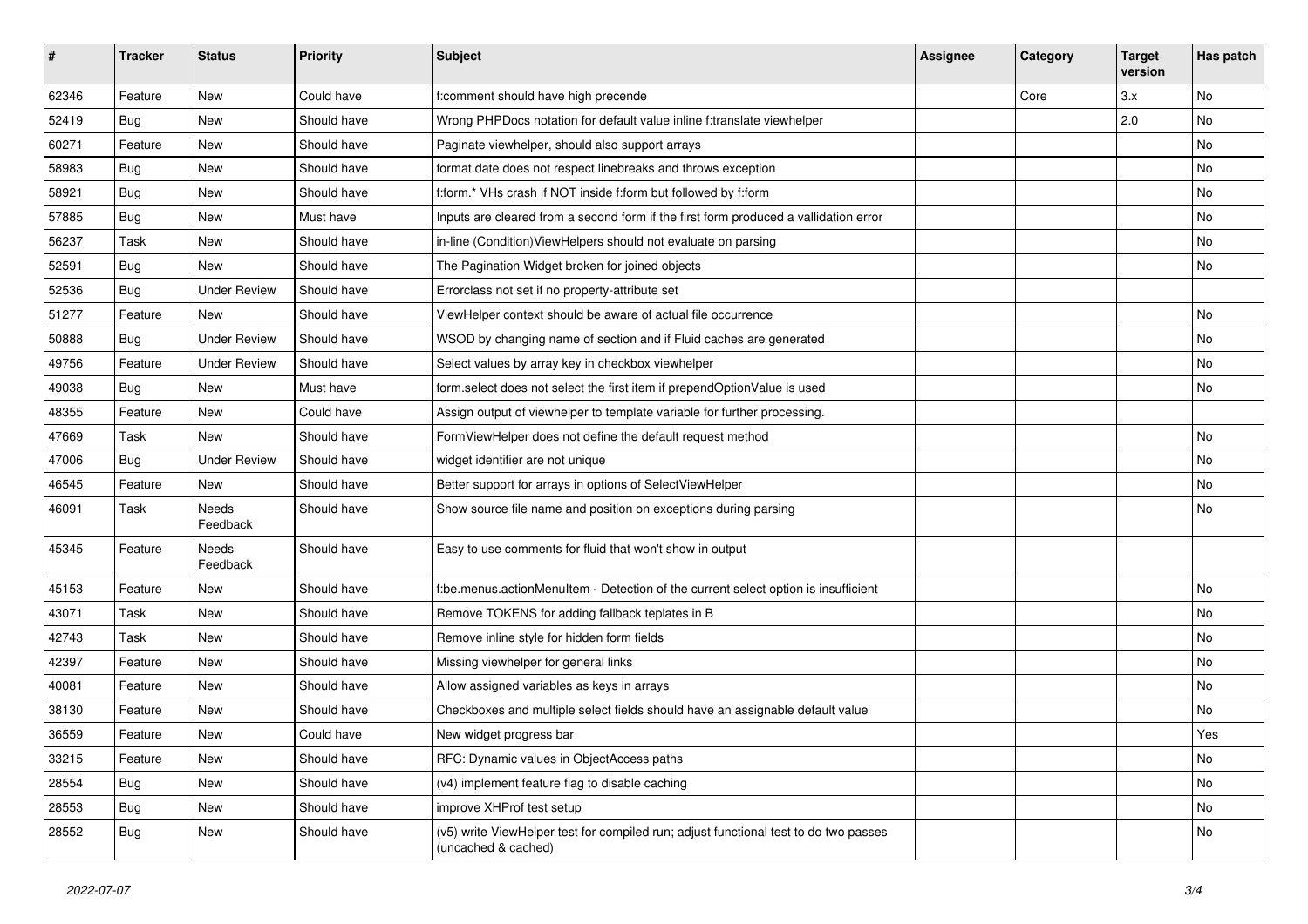| # | Tracker | Status | Priority | Subject | Assignee | Category | Target version | Has patch |
|---|---|---|---|---|---|---|---|---|
| 62346 | Feature | New | Could have | f:comment should have high precende | | Core | 3.x | No |
| 52419 | Bug | New | Should have | Wrong PHPDocs notation for default value inline f:translate viewhelper | | | 2.0 | No |
| 60271 | Feature | New | Should have | Paginate viewhelper, should also support arrays | | | | No |
| 58983 | Bug | New | Should have | format.date does not respect linebreaks and throws exception | | | | No |
| 58921 | Bug | New | Should have | f:form.* VHs crash if NOT inside f:form but followed by f:form | | | | No |
| 57885 | Bug | New | Must have | Inputs are cleared from a second form if the first form produced a vallidation error | | | | No |
| 56237 | Task | New | Should have | in-line (Condition)ViewHelpers should not evaluate on parsing | | | | No |
| 52591 | Bug | New | Should have | The Pagination Widget broken for joined objects | | | | No |
| 52536 | Bug | Under Review | Should have | Errorclass not set if no property-attribute set | | | | |
| 51277 | Feature | New | Should have | ViewHelper context should be aware of actual file occurrence | | | | No |
| 50888 | Bug | Under Review | Should have | WSOD by changing name of section and if Fluid caches are generated | | | | No |
| 49756 | Feature | Under Review | Should have | Select values by array key in checkbox viewhelper | | | | No |
| 49038 | Bug | New | Must have | form.select does not select the first item if prependOptionValue is used | | | | No |
| 48355 | Feature | New | Could have | Assign output of viewhelper to template variable for further processing. | | | | |
| 47669 | Task | New | Should have | FormViewHelper does not define the default request method | | | | No |
| 47006 | Bug | Under Review | Should have | widget identifier are not unique | | | | No |
| 46545 | Feature | New | Should have | Better support for arrays in options of SelectViewHelper | | | | No |
| 46091 | Task | Needs Feedback | Should have | Show source file name and position on exceptions during parsing | | | | No |
| 45345 | Feature | Needs Feedback | Should have | Easy to use comments for fluid that won't show in output | | | | |
| 45153 | Feature | New | Should have | f:be.menus.actionMenuItem - Detection of the current select option is insufficient | | | | No |
| 43071 | Task | New | Should have | Remove TOKENS for adding fallback teplates in B | | | | No |
| 42743 | Task | New | Should have | Remove inline style for hidden form fields | | | | No |
| 42397 | Feature | New | Should have | Missing viewhelper for general links | | | | No |
| 40081 | Feature | New | Should have | Allow assigned variables as keys in arrays | | | | No |
| 38130 | Feature | New | Should have | Checkboxes and multiple select fields should have an assignable default value | | | | No |
| 36559 | Feature | New | Could have | New widget progress bar | | | | Yes |
| 33215 | Feature | New | Should have | RFC: Dynamic values in ObjectAccess paths | | | | No |
| 28554 | Bug | New | Should have | (v4) implement feature flag to disable caching | | | | No |
| 28553 | Bug | New | Should have | improve XHProf test setup | | | | No |
| 28552 | Bug | New | Should have | (v5) write ViewHelper test for compiled run; adjust functional test to do two passes (uncached & cached) | | | | No |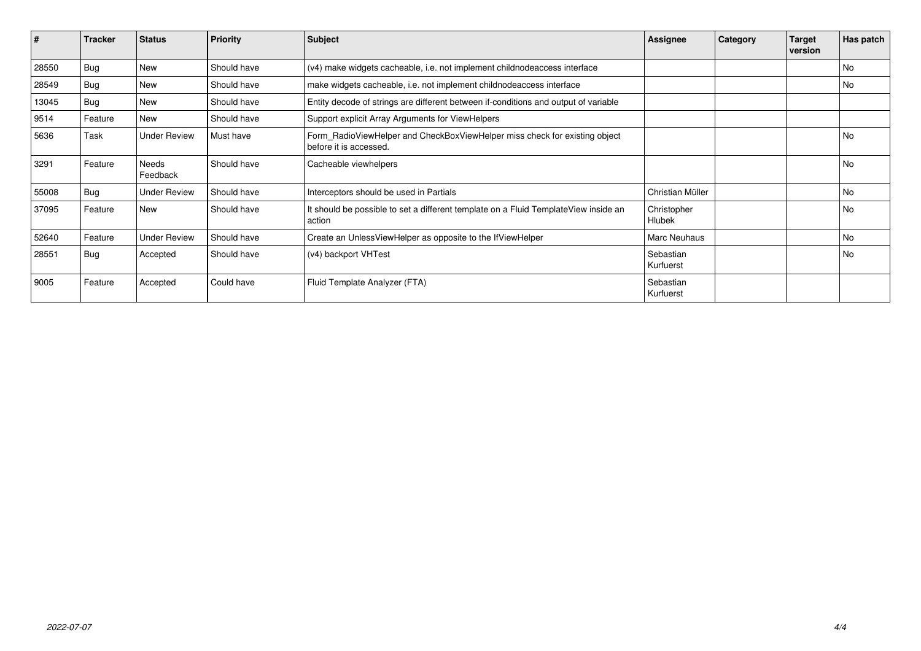| # | Tracker | Status | Priority | Subject | Assignee | Category | Target version | Has patch |
|---|---|---|---|---|---|---|---|---|
| 28550 | Bug | New | Should have | (v4) make widgets cacheable, i.e. not implement childnodeaccess interface | | | | No |
| 28549 | Bug | New | Should have | make widgets cacheable, i.e. not implement childnodeaccess interface | | | | No |
| 13045 | Bug | New | Should have | Entity decode of strings are different between if-conditions and output of variable | | | | |
| 9514 | Feature | New | Should have | Support explicit Array Arguments for ViewHelpers | | | | |
| 5636 | Task | Under Review | Must have | Form_RadioViewHelper and CheckBoxViewHelper miss check for existing object before it is accessed. | | | | No |
| 3291 | Feature | Needs Feedback | Should have | Cacheable viewhelpers | | | | No |
| 55008 | Bug | Under Review | Should have | Interceptors should be used in Partials | Christian Müller | | | No |
| 37095 | Feature | New | Should have | It should be possible to set a different template on a Fluid TemplateView inside an action | Christopher Hlubek | | | No |
| 52640 | Feature | Under Review | Should have | Create an UnlessViewHelper as opposite to the IfViewHelper | Marc Neuhaus | | | No |
| 28551 | Bug | Accepted | Should have | (v4) backport VHTest | Sebastian Kurfuerst | | | No |
| 9005 | Feature | Accepted | Could have | Fluid Template Analyzer (FTA) | Sebastian Kurfuerst | | | |

*2022-07-07*